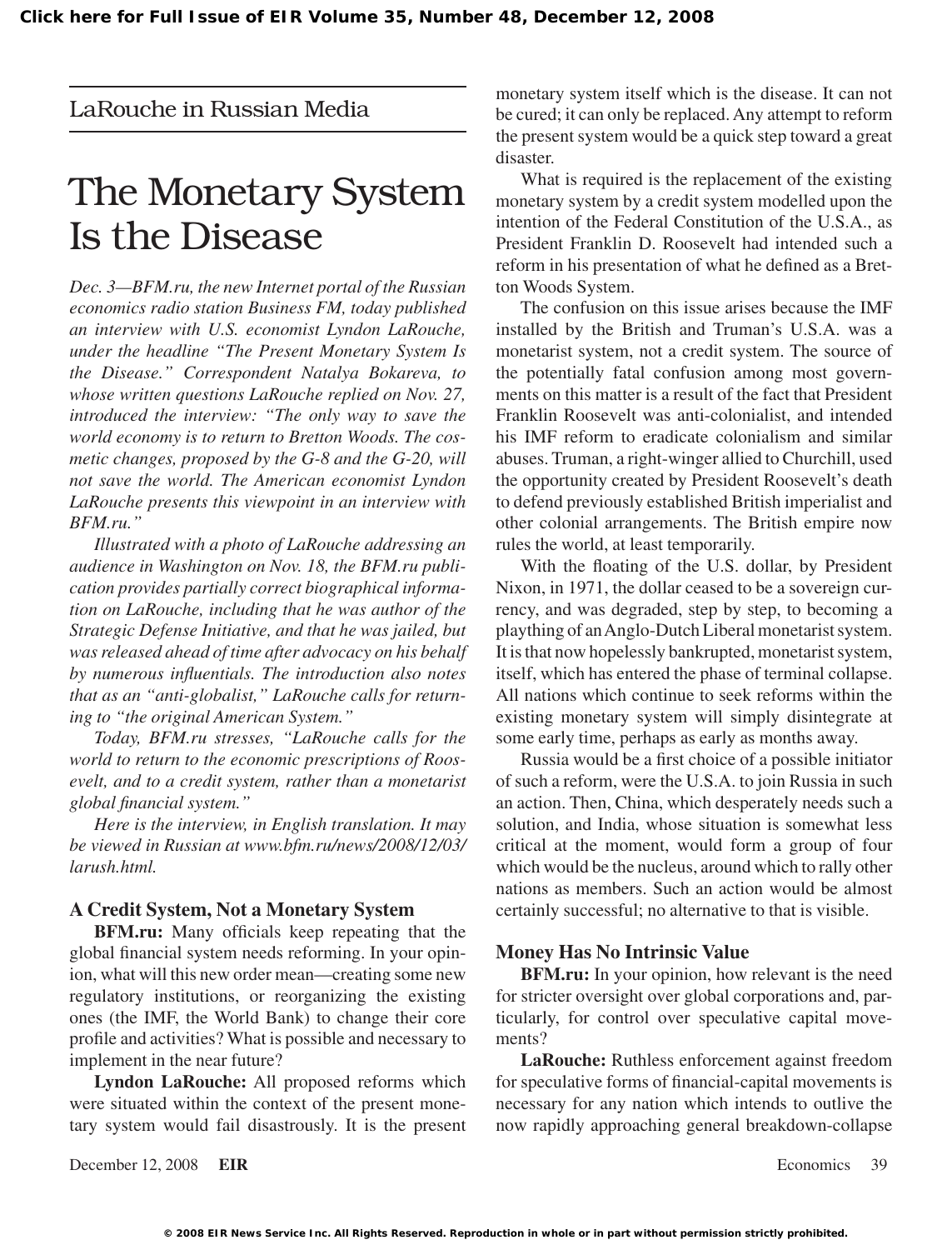LaRouche in Russian Media

# The Monetary System Is the Disease

*Dec. 3—BFM.ru, the new Internet portal of the Russian economics radio station Business FM, today published an interview with U.S. economist Lyndon LaRouche, under the headline "The Present Monetary System Is the Disease." Correspondent Natalya Bokareva, to whose written questions LaRouche replied on Nov. 27, introduced the interview: "The only way to save the world economy is to return to Bretton Woods. The cosmetic changes, proposed by the G-8 and the G-20, will not save the world. The American economist Lyndon LaRouche presents this viewpoint in an interview with BFM.ru."*

*Illustrated with a photo of LaRouche addressing an audience in Washington on Nov. 18, the BFM.ru publication provides partially correct biographical information on LaRouche, including that he was author of the Strategic Defense Initiative, and that he was jailed, but was released ahead of time after advocacy on his behalf by numerous influentials. The introduction also notes that as an "anti-globalist," LaRouche calls for returning to "the original American System."*

*Today, BFM.ru stresses, "LaRouche calls for the world to return to the economic prescriptions of Roosevelt, and to a credit system, rather than a monetarist global financial system."*

*Here is the interview, in English translation. It may be viewed in Russian at www.bfm.ru/news/2008/12/03/larush.html.*

## A Credit System, Not a Monetary System

**BFM.ru:** Many officials keep repeating that the global financial system needs reforming. In your opinion, what will this new order mean—creating some new regulatory institutions, or reorganizing the existing ones (the IMF, the World Bank) to change their core profile and activities? What is possible and necessary to implement in the near future?

**Lyndon LaRouche:** All proposed reforms which were situated within the context of the present monetary system would fail disastrously. It is the present monetary system itself which is the disease. It can not be cured; it can only be replaced. Any attempt to reform the present system would be a quick step toward a great disaster.

What is required is the replacement of the existing monetary system by a credit system modelled upon the intention of the Federal Constitution of the U.S.A., as President Franklin D. Roosevelt had intended such a reform in his presentation of what he defined as a Bretton Woods System.

The confusion on this issue arises because the IMF installed by the British and Truman's U.S.A. was a monetarist system, not a credit system. The source of the potentially fatal confusion among most governments on this matter is a result of the fact that President Franklin Roosevelt was anti-colonialist, and intended his IMF reform to eradicate colonialism and similar abuses. Truman, a right-winger allied to Churchill, used the opportunity created by President Roosevelt's death to defend previously established British imperialist and other colonial arrangements. The British empire now rules the world, at least temporarily.

With the floating of the U.S. dollar, by President Nixon, in 1971, the dollar ceased to be a sovereign currency, and was degraded, step by step, to becoming a plaything of an Anglo-Dutch Liberal monetarist system. It is that now hopelessly bankrupted, monetarist system, itself, which has entered the phase of terminal collapse. All nations which continue to seek reforms within the existing monetary system will simply disintegrate at some early time, perhaps as early as months away.

Russia would be a first choice of a possible initiator of such a reform, were the U.S.A. to join Russia in such an action. Then, China, which desperately needs such a solution, and India, whose situation is somewhat less critical at the moment, would form a group of four which would be the nucleus, around which to rally other nations as members. Such an action would be almost certainly successful; no alternative to that is visible.

## Money Has No Intrinsic Value

**BFM.ru:** In your opinion, how relevant is the need for stricter oversight over global corporations and, particularly, for control over speculative capital movements?

**LaRouche:** Ruthless enforcement against freedom for speculative forms of financial-capital movements is necessary for any nation which intends to outlive the now rapidly approaching general breakdown-collapse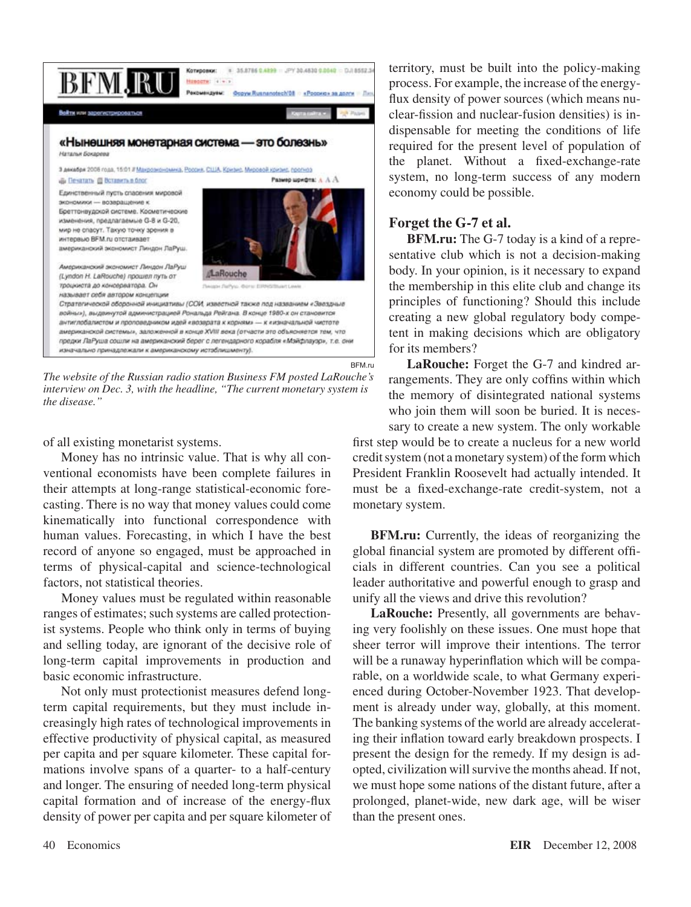The website of the Russian radio station Business FM posted LaRouche's interview on Dec. 3, with the headline, "The current monetary system is the disease."

of all existing monetarist systems.

Money has no intrinsic value. That is why all conventional economists have been complete failures in their attempts at long-range statistical-economic forecasting. There is no way that money values could come kinematically into functional correspondence with human values. Forecasting, in which I have the best record of anyone so engaged, must be approached in terms of physical-capital and science-technological factors, not statistical theories.

Money values must be regulated within reasonable ranges of estimates; such systems are called protectionist systems. People who think only in terms of buying and selling today, are ignorant of the decisive role of long-term capital improvements in production and basic economic infrastructure.

Not only must protectionist measures defend long-term capital requirements, but they must include increasingly high rates of technological improvements in effective productivity of physical capital, as measured per capita and per square kilometer. These capital formations involve spans of a quarter- to a half-century and longer. The ensuring of needed long-term physical capital formation and of increase of the energy-flux density of power per capita and per square kilometer of territory, must be built into the policy-making process. For example, the increase of the energy-flux density of power sources (which means nuclear-fission and nuclear-fusion densities) is indispensable for meeting the conditions of life required for the present level of population of the planet. Without a fixed-exchange-rate system, no long-term success of any modern economy could be possible.

### Forget the G-7 et al.

**BFM.ru:** The G-7 today is a kind of a representative club which is not a decision-making body. In your opinion, is it necessary to expand the membership in this elite club and change its principles of functioning? Should this include creating a new global regulatory body competent in making decisions which are obligatory for its members?

**LaRouche:** Forget the G-7 and kindred arrangements. They are only coffins within which the memory of disintegrated national systems who join them will soon be buried. It is necessary to create a new system. The only workable first step would be to create a nucleus for a new world credit system (not a monetary system) of the form which President Franklin Roosevelt had actually intended. It must be a fixed-exchange-rate credit-system, not a monetary system.

**BFM.ru:** Currently, the ideas of reorganizing the global financial system are promoted by different officials in different countries. Can you see a political leader authoritative and powerful enough to grasp and unify all the views and drive this revolution?

**LaRouche:** Presently, all governments are behaving very foolishly on these issues. One must hope that sheer terror will improve their intentions. The terror will be a runaway hyperinflation which will be comparable, on a worldwide scale, to what Germany experienced during October-November 1923. That development is already under way, globally, at this moment. The banking systems of the world are already accelerating their inflation toward early breakdown prospects. I present the design for the remedy. If my design is adopted, civilization will survive the months ahead. If not, we must hope some nations of the distant future, after a prolonged, planet-wide, new dark age, will be wiser than the present ones.